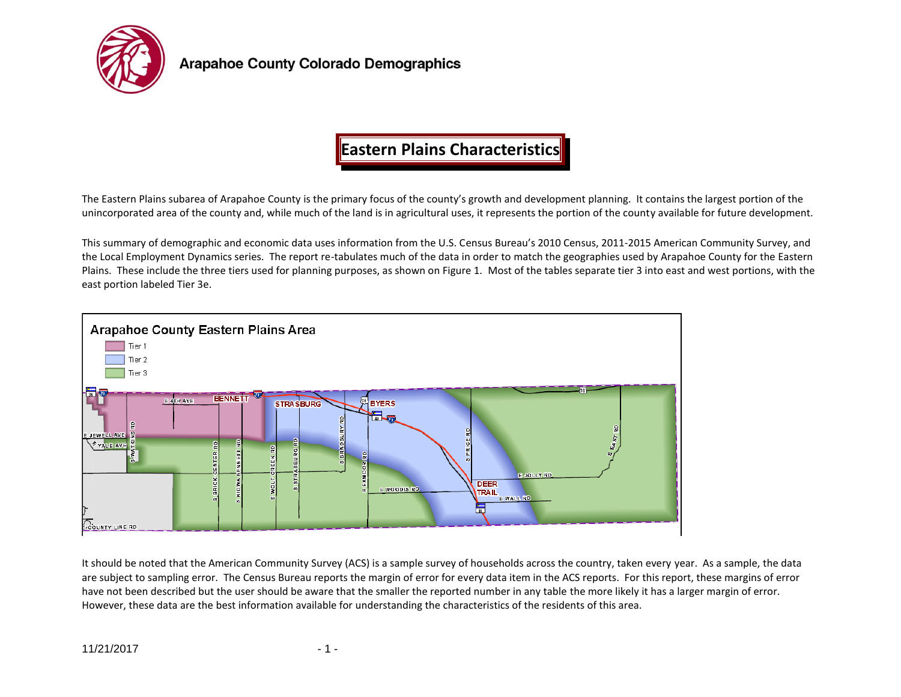Arapahoe County Colorado Demographics

# Eastern Plains Characteristics

The Eastern Plains subarea of Arapahoe County is the primary focus of the county's growth and development planning. It contains the largest portion of the unincorporated area of the county and, while much of the land is in agricultural uses, it represents the portion of the county available for future development.

This summary of demographic and economic data uses information from the U.S. Census Bureau's 2010 Census, 2011-2015 American Community Survey, and the Local Employment Dynamics series. The report re-tabulates much of the data in order to match the geographies used by Arapahoe County for the Eastern Plains. These include the three tiers used for planning purposes, as shown on Figure 1. Most of the tables separate tier 3 into east and west portions, with the east portion labeled Tier 3e.

Arapahoe County Eastern Plains Area

It should be noted that the American Community Survey (ACS) is a sample survey of households across the country, taken every year. As a sample, the data are subject to sampling error. The Census Bureau reports the margin of error for every data item in the ACS reports. For this report, these margins of error have not been described but the user should be aware that the smaller the reported number in any table the more likely it has a larger margin of error. However, these data are the best information available for understanding the characteristics of the residents of this area.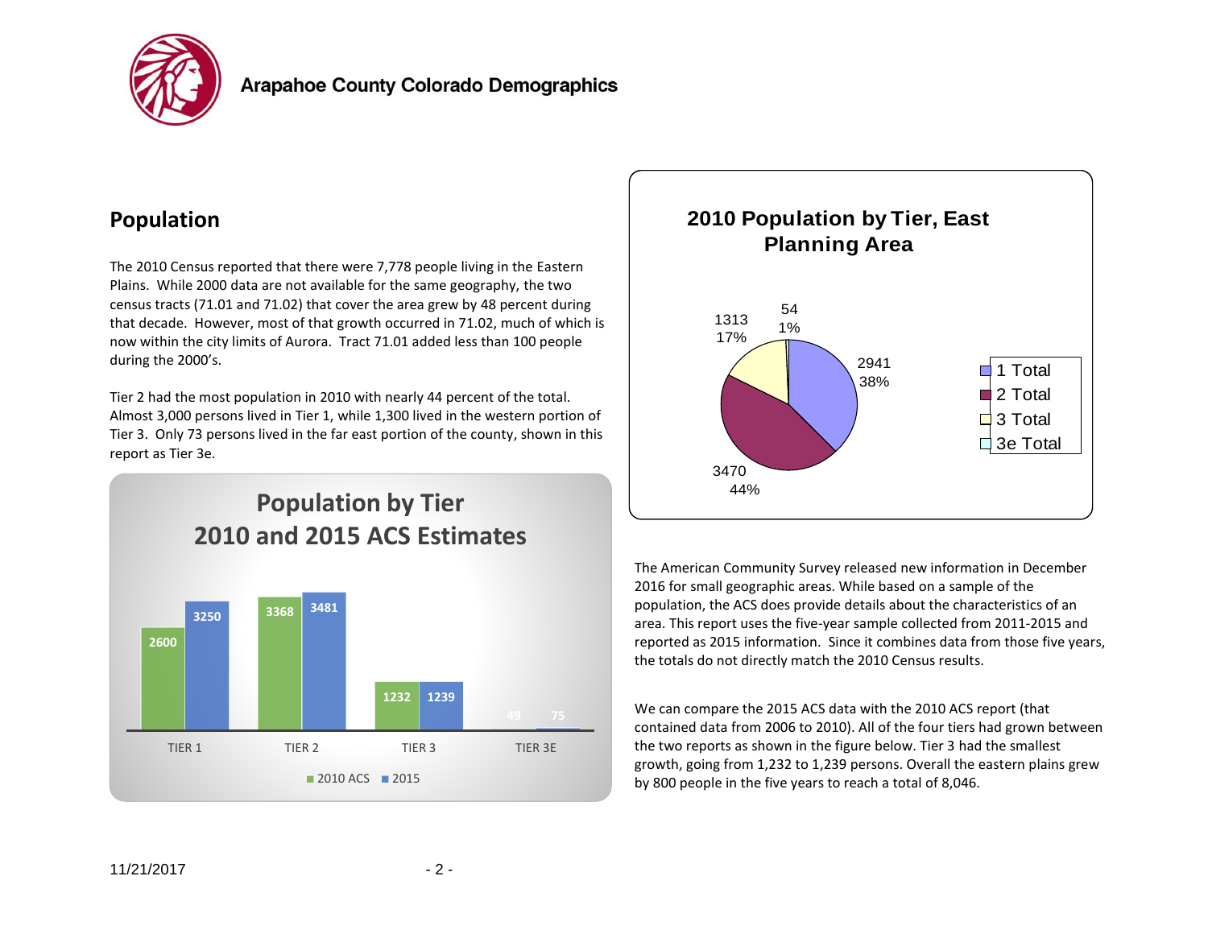## Population

The 2010 Census reported that there were 7,778 people living in the Eastern Plains. While 2000 data are not available for the same geography, the two census tracts (71.01 and 71.02) that cover the area grew by 48 percent during that decade. However, most of that growth occurred in 71.02, much of which is now within the city limits of Aurora. Tract 71.01 added less than 100 people during the 2000's.

Tier 2 had the most population in 2010 with nearly 44 percent of the total. Almost 3,000 persons lived in Tier 1, while 1,300 lived in the western portion of Tier 3. Only 73 persons lived in the far east portion of the county, shown in this report as Tier 3e.

**Population by Tier**
**2010 and 2015 ACS Estimates**

| | 2010 ACS | 2015 |
|---|---|---|
| TIER 1 | 2600 | 3250 |
| TIER 2 | 3368 | 3481 |
| TIER 3 | 1232 | 1239 |
| TIER 3E | 49 | 75 |

**2010 Population by Tier, East Planning Area**

| Tier | Population | Percent |
|---|---|---|
| 1 Total | 2941 | 38% |
| 2 Total | 3470 | 44% |
| 3 Total | 1313 | 17% |
| 3e Total | 54 | 1% |

The American Community Survey released new information in December 2016 for small geographic areas. While based on a sample of the population, the ACS does provide details about the characteristics of an area. This report uses the five-year sample collected from 2011-2015 and reported as 2015 information. Since it combines data from those five years, the totals do not directly match the 2010 Census results.

We can compare the 2015 ACS data with the 2010 ACS report (that contained data from 2006 to 2010). All of the four tiers had grown between the two reports as shown in the figure below. Tier 3 had the smallest growth, going from 1,232 to 1,239 persons. Overall the eastern plains grew by 800 people in the five years to reach a total of 8,046.

11/21/2017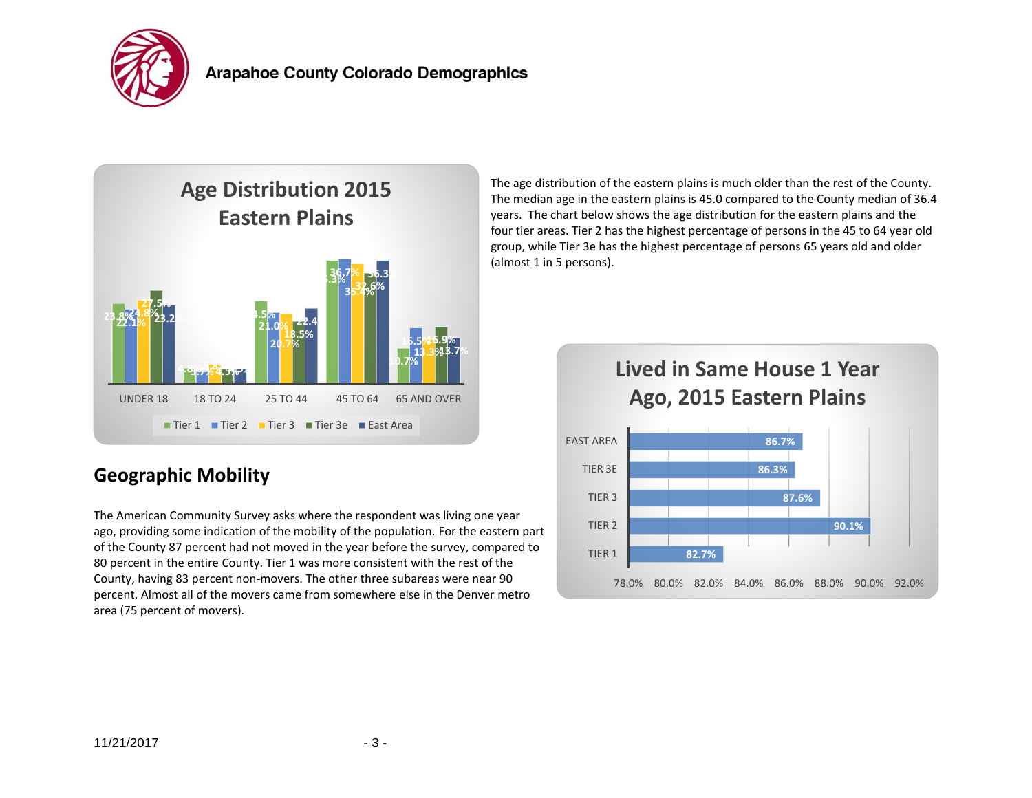Arapahoe County Colorado Demographics

**Age Distribution 2015 Eastern Plains**

UNDER 18: 23.8%, 22.1%, 24.8%, 27.5%, 23.2
18 TO 24: 4.8%, 3.7%, 5.2%, 4.5%
25 TO 44: 4.5%, 21.0%, 20.7%, 18.5%, 22.4
45 TO 64: 36.3%, 36.7%, 35.4%, 32.6%, 36.3
65 AND OVER: 10.7%, 15.5%, 13.3%, 16.9%, 13.7%

Tier 1, Tier 2, Tier 3, Tier 3e, East Area

The age distribution of the eastern plains is much older than the rest of the County. The median age in the eastern plains is 45.0 compared to the County median of 36.4 years. The chart below shows the age distribution for the eastern plains and the four tier areas. Tier 2 has the highest percentage of persons in the 45 to 64 year old group, while Tier 3e has the highest percentage of persons 65 years old and older (almost 1 in 5 persons).

## Geographic Mobility

The American Community Survey asks where the respondent was living one year ago, providing some indication of the mobility of the population. For the eastern part of the County 87 percent had not moved in the year before the survey, compared to 80 percent in the entire County. Tier 1 was more consistent with the rest of the County, having 83 percent non-movers. The other three subareas were near 90 percent. Almost all of the movers came from somewhere else in the Denver metro area (75 percent of movers).

**Lived in Same House 1 Year Ago, 2015 Eastern Plains**

EAST AREA 86.7%
TIER 3E 86.3%
TIER 3 87.6%
TIER 2 90.1%
TIER 1 82.7%

78.0% 80.0% 82.0% 84.0% 86.0% 88.0% 90.0% 92.0%

11/21/2017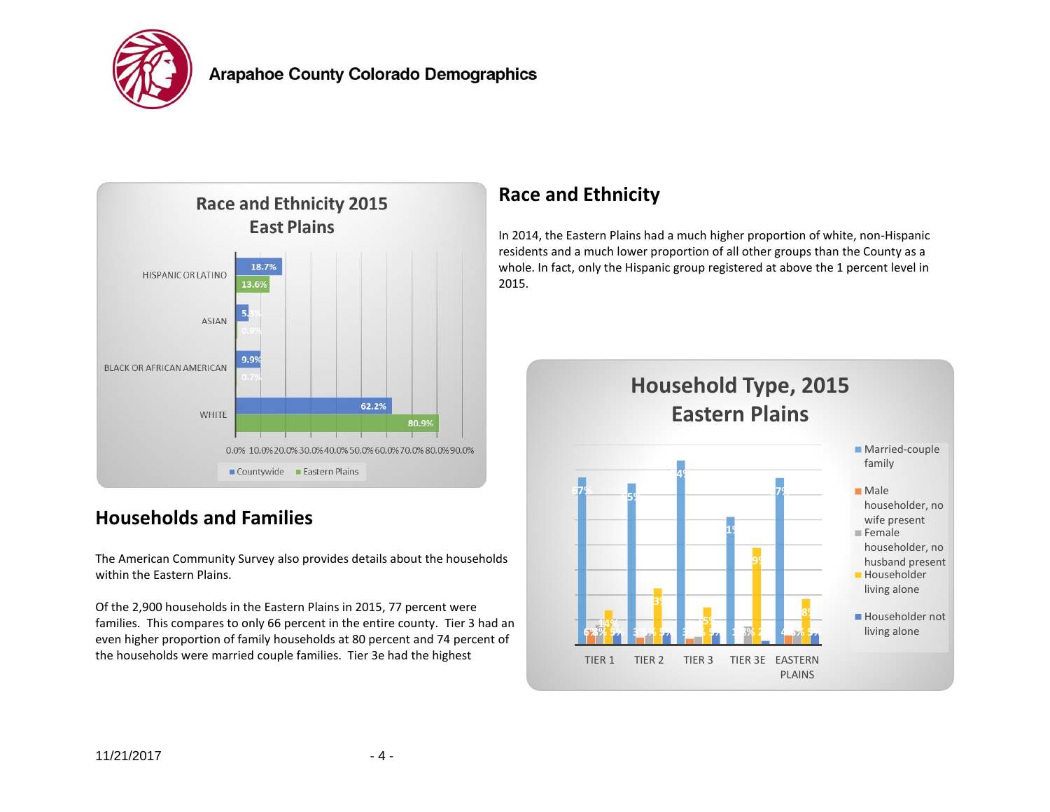Race and Ethnicity 2015
East Plains

HISPANIC OR LATINO
18.7%
13.6%

ASIAN
5.3%
0.9%

BLACK OR AFRICAN AMERICAN
9.9%
0.7%

WHITE
62.2%
80.9%

0.0% 10.0% 20.0% 30.0% 40.0% 50.0% 60.0% 70.0% 80.0% 90.0%

Countywide  Eastern Plains

## Race and Ethnicity

In 2014, the Eastern Plains had a much higher proportion of white, non-Hispanic residents and a much lower proportion of all other groups than the County as a whole. In fact, only the Hispanic group registered at above the 1 percent level in 2015.

## Households and Families

The American Community Survey also provides details about the households within the Eastern Plains.

Of the 2,900 households in the Eastern Plains in 2015, 77 percent were families. This compares to only 66 percent in the entire county. Tier 3 had an even higher proportion of family households at 80 percent and 74 percent of the households were married couple families. Tier 3e had the highest

Household Type, 2015
Eastern Plains

Married-couple family
Male householder, no wife present
Female householder, no husband present
Householder living alone
Householder not living alone

TIER 1
TIER 2
TIER 3
TIER 3E
EASTERN PLAINS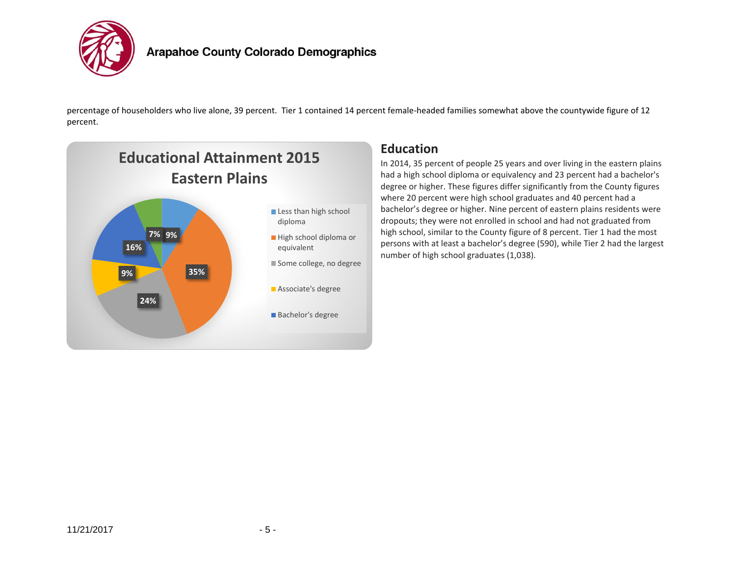percentage of householders who live alone, 39 percent. Tier 1 contained 14 percent female-headed families somewhat above the countywide figure of 12 percent.

Educational Attainment 2015
Eastern Plains

7%
9%
16%
35%
9%
24%

Less than high school diploma
High school diploma or equivalent
Some college, no degree
Associate's degree
Bachelor's degree

## Education

In 2014, 35 percent of people 25 years and over living in the eastern plains had a high school diploma or equivalency and 23 percent had a bachelor's degree or higher. These figures differ significantly from the County figures where 20 percent were high school graduates and 40 percent had a bachelor's degree or higher. Nine percent of eastern plains residents were dropouts; they were not enrolled in school and had not graduated from high school, similar to the County figure of 8 percent. Tier 1 had the most persons with at least a bachelor's degree (590), while Tier 2 had the largest number of high school graduates (1,038).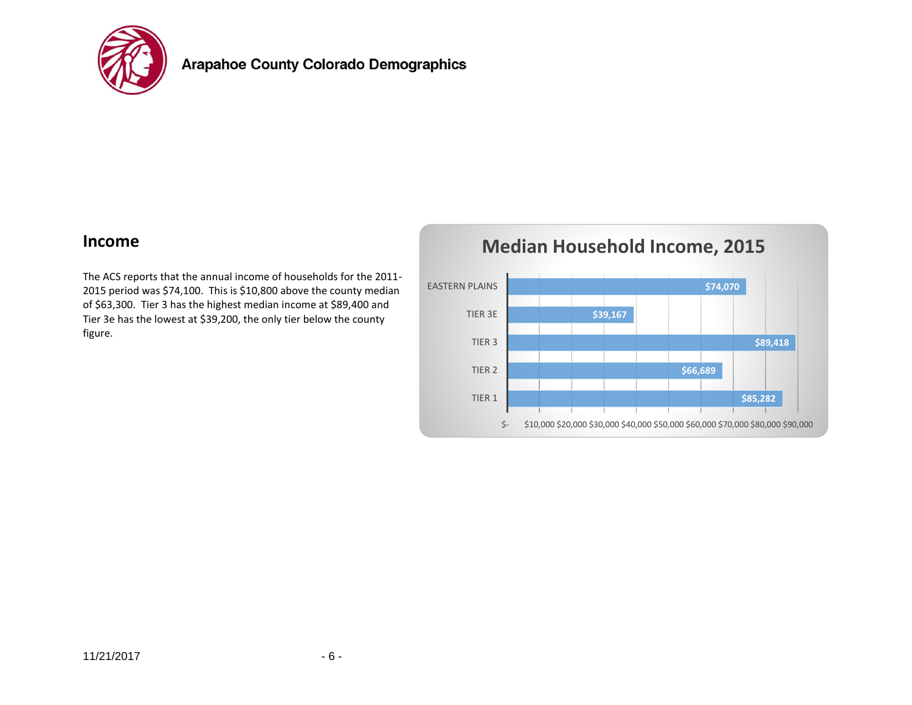## Income

The ACS reports that the annual income of households for the 2011-2015 period was $74,100. This is $10,800 above the county median of $63,300. Tier 3 has the highest median income at $89,400 and Tier 3e has the lowest at $39,200, the only tier below the county figure.

**Median Household Income, 2015**

EASTERN PLAINS $74,070
TIER 3E $39,167
TIER 3 $89,418
TIER 2 $66,689
TIER 1 $85,282

$- $10,000 $20,000 $30,000 $40,000 $50,000 $60,000 $70,000 $80,000 $90,000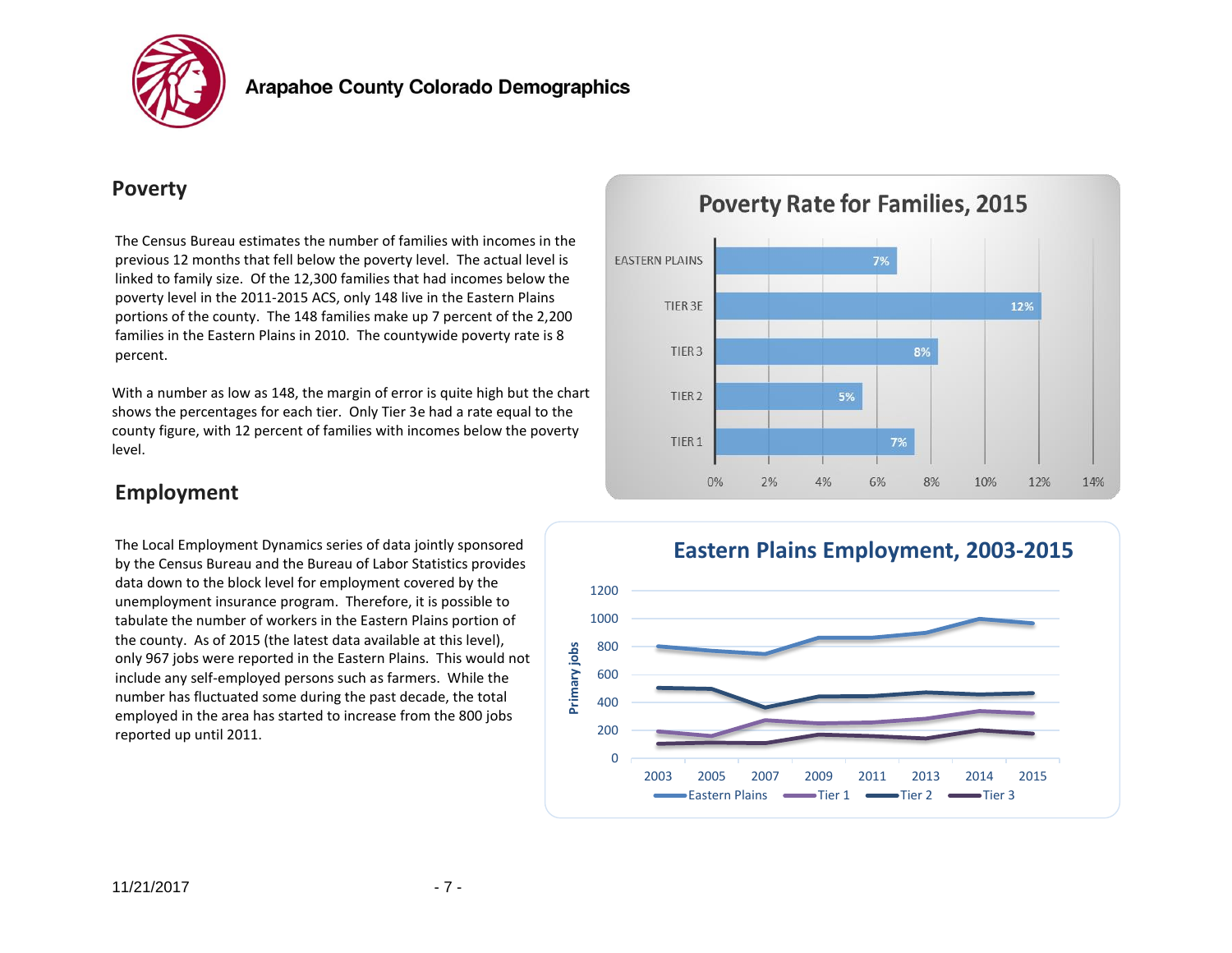## Poverty

The Census Bureau estimates the number of families with incomes in the previous 12 months that fell below the poverty level. The actual level is linked to family size. Of the 12,300 families that had incomes below the poverty level in the 2011-2015 ACS, only 148 live in the Eastern Plains portions of the county. The 148 families make up 7 percent of the 2,200 families in the Eastern Plains in 2010. The countywide poverty rate is 8 percent.

With a number as low as 148, the margin of error is quite high but the chart shows the percentages for each tier. Only Tier 3e had a rate equal to the county figure, with 12 percent of families with incomes below the poverty level.

**Poverty Rate for Families, 2015**

EASTERN PLAINS 7%
TIER 3E 12%
TIER 3 8%
TIER 2 5%
TIER 1 7%

0% 2% 4% 6% 8% 10% 12% 14%

## Employment

The Local Employment Dynamics series of data jointly sponsored by the Census Bureau and the Bureau of Labor Statistics provides data down to the block level for employment covered by the unemployment insurance program. Therefore, it is possible to tabulate the number of workers in the Eastern Plains portion of the county. As of 2015 (the latest data available at this level), only 967 jobs were reported in the Eastern Plains. This would not include any self-employed persons such as farmers. While the number has fluctuated some during the past decade, the total employed in the area has started to increase from the 800 jobs reported up until 2011.

**Eastern Plains Employment, 2003-2015**

Primary jobs

0 200 400 600 800 1000 1200

2003 2005 2007 2009 2011 2013 2014 2015

Eastern Plains, Tier 1, Tier 2, Tier 3

11/21/2017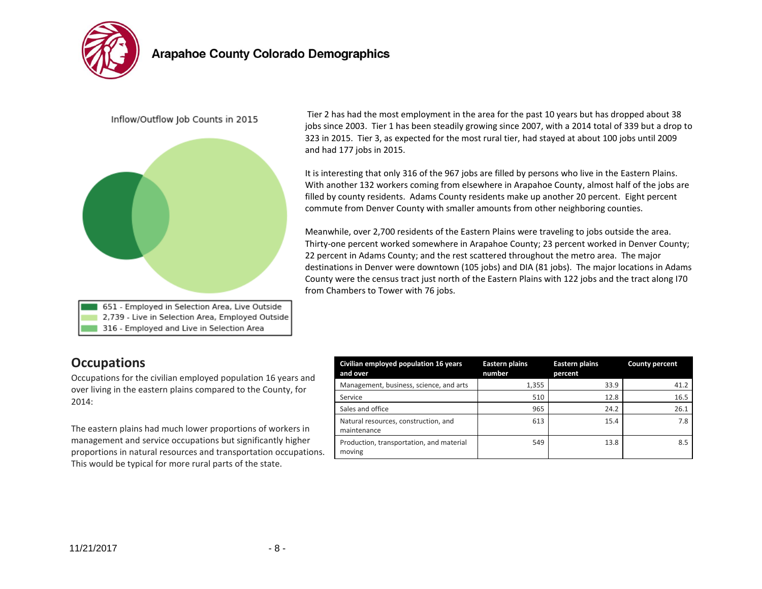Inflow/Outflow Job Counts in 2015

651 - Employed in Selection Area, Live Outside
2,739 - Live in Selection Area, Employed Outside
316 - Employed and Live in Selection Area

Tier 2 has had the most employment in the area for the past 10 years but has dropped about 38 jobs since 2003. Tier 1 has been steadily growing since 2007, with a 2014 total of 339 but a drop to 323 in 2015. Tier 3, as expected for the most rural tier, had stayed at about 100 jobs until 2009 and had 177 jobs in 2015.

It is interesting that only 316 of the 967 jobs are filled by persons who live in the Eastern Plains. With another 132 workers coming from elsewhere in Arapahoe County, almost half of the jobs are filled by county residents. Adams County residents make up another 20 percent. Eight percent commute from Denver County with smaller amounts from other neighboring counties.

Meanwhile, over 2,700 residents of the Eastern Plains were traveling to jobs outside the area. Thirty-one percent worked somewhere in Arapahoe County; 23 percent worked in Denver County; 22 percent in Adams County; and the rest scattered throughout the metro area. The major destinations in Denver were downtown (105 jobs) and DIA (81 jobs). The major locations in Adams County were the census tract just north of the Eastern Plains with 122 jobs and the tract along I70 from Chambers to Tower with 76 jobs.

## Occupations

Occupations for the civilian employed population 16 years and over living in the eastern plains compared to the County, for 2014:

| Civilian employed population 16 years and over | Eastern plains number | Eastern plains percent | County percent |
|---|---|---|---|
| Management, business, science, and arts | 1,355 | 33.9 | 41.2 |
| Service | 510 | 12.8 | 16.5 |
| Sales and office | 965 | 24.2 | 26.1 |
| Natural resources, construction, and maintenance | 613 | 15.4 | 7.8 |
| Production, transportation, and material moving | 549 | 13.8 | 8.5 |

The eastern plains had much lower proportions of workers in management and service occupations but significantly higher proportions in natural resources and transportation occupations. This would be typical for more rural parts of the state.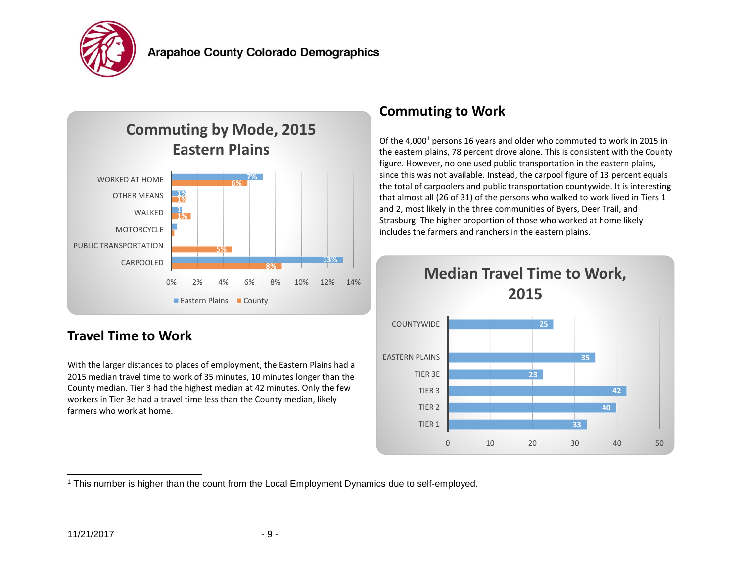Arapahoe County Colorado Demographics

## Commuting to Work

Of the 4,000[1] persons 16 years and older who commuted to work in 2015 in the eastern plains, 78 percent drove alone. This is consistent with the County figure. However, no one used public transportation in the eastern plains, since this was not available. Instead, the carpool figure of 13 percent equals the total of carpoolers and public transportation countywide. It is interesting that almost all (26 of 31) of the persons who walked to work lived in Tiers 1 and 2, most likely in the three communities of Byers, Deer Trail, and Strasburg. The higher proportion of those who worked at home likely includes the farmers and ranchers in the eastern plains.

Commuting by Mode, 2015
Eastern Plains

WORKED AT HOME 7% 6%
OTHER MEANS 1% 1%
WALKED 1 1%
MOTORCYCLE
PUBLIC TRANSPORTATION 5%
CARPOOLED 13% 8%

0% 2% 4% 6% 8% 10% 12% 14%

Eastern Plains County

## Travel Time to Work

With the larger distances to places of employment, the Eastern Plains had a 2015 median travel time to work of 35 minutes, 10 minutes longer than the County median. Tier 3 had the highest median at 42 minutes. Only the few workers in Tier 3e had a travel time less than the County median, likely farmers who work at home.

Median Travel Time to Work, 2015

COUNTYWIDE 25
EASTERN PLAINS 35
TIER 3E 23
TIER 3 42
TIER 2 40
TIER 1 33

0 10 20 30 40 50

[1] This number is higher than the count from the Local Employment Dynamics due to self-employed.

11/21/2017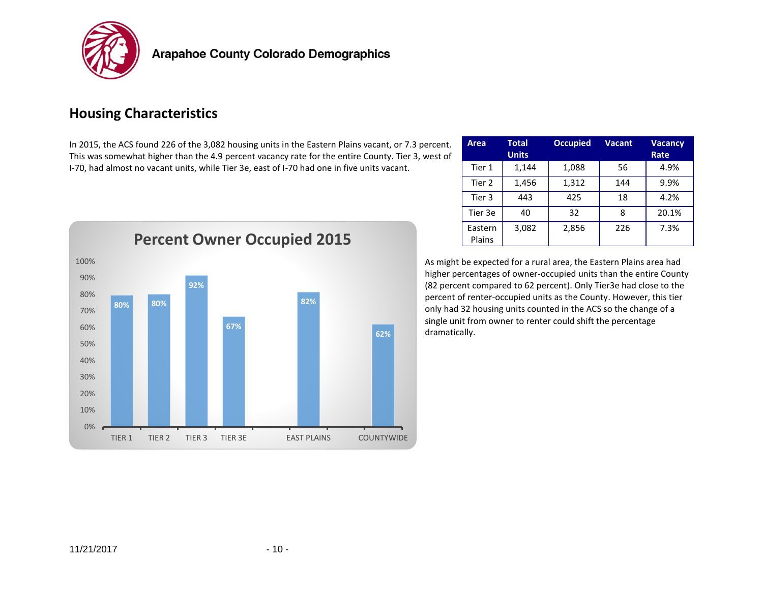## Housing Characteristics

In 2015, the ACS found 226 of the 3,082 housing units in the Eastern Plains vacant, or 7.3 percent. This was somewhat higher than the 4.9 percent vacancy rate for the entire County. Tier 3, west of I-70, had almost no vacant units, while Tier 3e, east of I-70 had one in five units vacant.

| Area | Total Units | Occupied | Vacant | Vacancy Rate |
|---|---|---|---|---|
| Tier 1 | 1,144 | 1,088 | 56 | 4.9% |
| Tier 2 | 1,456 | 1,312 | 144 | 9.9% |
| Tier 3 | 443 | 425 | 18 | 4.2% |
| Tier 3e | 40 | 32 | 8 | 20.1% |
| Eastern Plains | 3,082 | 2,856 | 226 | 7.3% |

Percent Owner Occupied 2015

100%
90%
80%
70%
60%
50%
40%
30%
20%
10%
0%

80% 80% 92% 67% 82% 62%

TIER 1 TIER 2 TIER 3 TIER 3E EAST PLAINS COUNTYWIDE

As might be expected for a rural area, the Eastern Plains area had higher percentages of owner-occupied units than the entire County (82 percent compared to 62 percent). Only Tier3e had close to the percent of renter-occupied units as the County. However, this tier only had 32 housing units counted in the ACS so the change of a single unit from owner to renter could shift the percentage dramatically.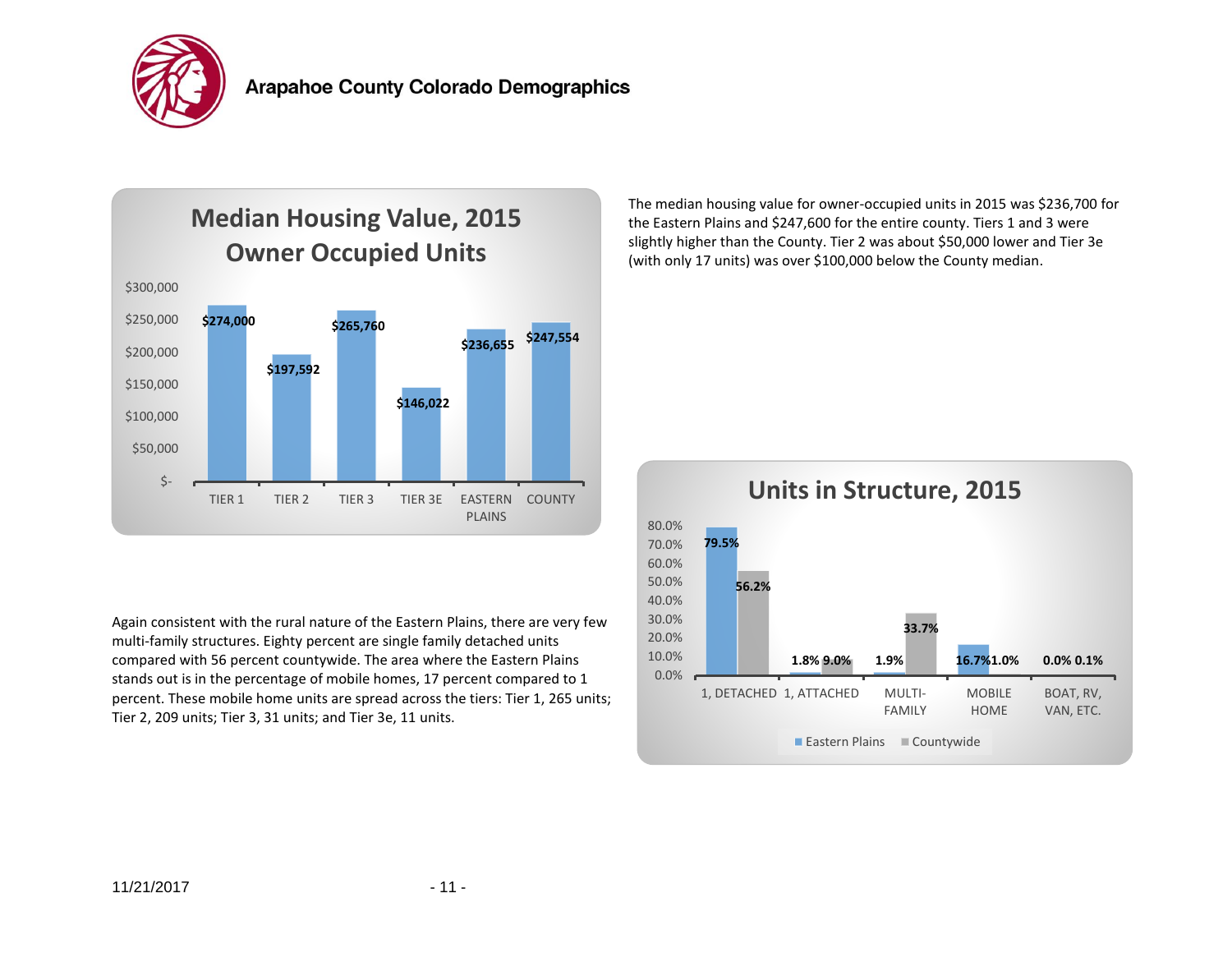Arapahoe County Colorado Demographics

**Median Housing Value, 2015**
**Owner Occupied Units**

$300,000
$250,000
$200,000
$150,000
$100,000
$50,000
$-

$274,000
$197,592
$265,760
$146,022
$236,655
$247,554

TIER 1
TIER 2
TIER 3
TIER 3E
EASTERN PLAINS
COUNTY

The median housing value for owner-occupied units in 2015 was $236,700 for the Eastern Plains and $247,600 for the entire county. Tiers 1 and 3 were slightly higher than the County. Tier 2 was about $50,000 lower and Tier 3e (with only 17 units) was over $100,000 below the County median.

Again consistent with the rural nature of the Eastern Plains, there are very few multi-family structures. Eighty percent are single family detached units compared with 56 percent countywide. The area where the Eastern Plains stands out is in the percentage of mobile homes, 17 percent compared to 1 percent. These mobile home units are spread across the tiers: Tier 1, 265 units; Tier 2, 209 units; Tier 3, 31 units; and Tier 3e, 11 units.

**Units in Structure, 2015**

80.0%
70.0%
60.0%
50.0%
40.0%
30.0%
20.0%
10.0%
0.0%

79.5%
56.2%
1.8%
9.0%
1.9%
33.7%
16.7%
1.0%
0.0%
0.1%

1, DETACHED
1, ATTACHED
MULTI-FAMILY
MOBILE HOME
BOAT, RV, VAN, ETC.

Eastern Plains
Countywide

11/21/2017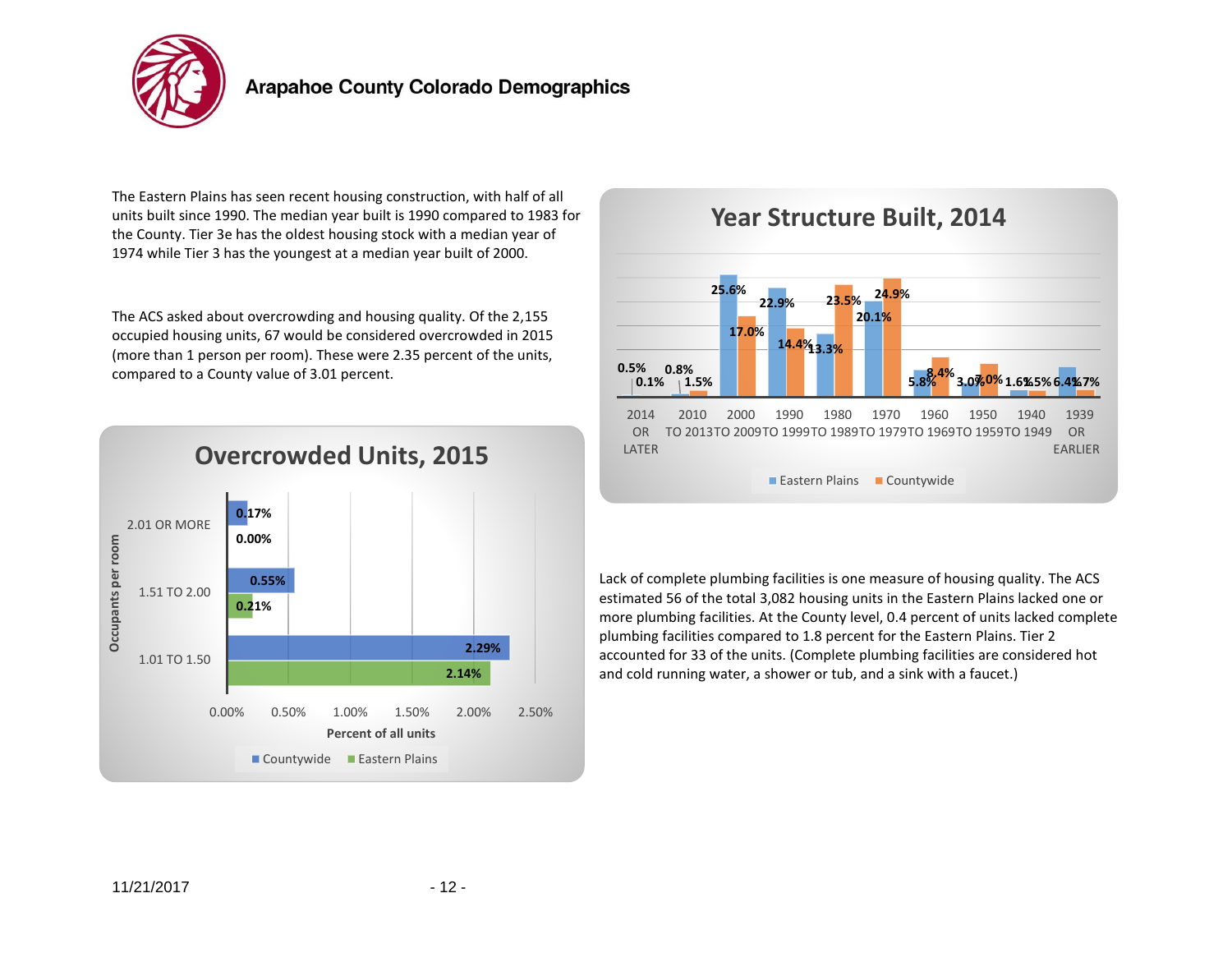## Arapahoe County Colorado Demographics

The Eastern Plains has seen recent housing construction, with half of all units built since 1990. The median year built is 1990 compared to 1983 for the County. Tier 3e has the oldest housing stock with a median year of 1974 while Tier 3 has the youngest at a median year built of 2000.

The ACS asked about overcrowding and housing quality. Of the 2,155 occupied housing units, 67 would be considered overcrowded in 2015 (more than 1 person per room). These were 2.35 percent of the units, compared to a County value of 3.01 percent.

**Overcrowded Units, 2015**

Occupants per room

2.01 OR MORE: 0.17%, 0.00%

1.51 TO 2.00: 0.55%, 0.21%

1.01 TO 1.50: 2.29%, 2.14%

0.00% 0.50% 1.00% 1.50% 2.00% 2.50%

Percent of all units

Countywide, Eastern Plains

**Year Structure Built, 2014**

2014 OR LATER: 0.5%, 0.1%

2010 TO 2013: 0.8%, 1.5%

2000 TO 2009: 25.6%, 17.0%

1990 TO 1999: 22.9%, 14.4%

1980 TO 1989: 13.3%, 23.5%

1970 TO 1979: 20.1%, 24.9%

1960 TO 1969: 5.8%, 8.4%

1950 TO 1959: 3.0%, 7.0%

1940 TO 1949: 1.6%, 1.5%

1939 OR EARLIER: 6.4%, 1.7%

Eastern Plains, Countywide

Lack of complete plumbing facilities is one measure of housing quality. The ACS estimated 56 of the total 3,082 housing units in the Eastern Plains lacked one or more plumbing facilities. At the County level, 0.4 percent of units lacked complete plumbing facilities compared to 1.8 percent for the Eastern Plains. Tier 2 accounted for 33 of the units. (Complete plumbing facilities are considered hot and cold running water, a shower or tub, and a sink with a faucet.)

11/21/2017